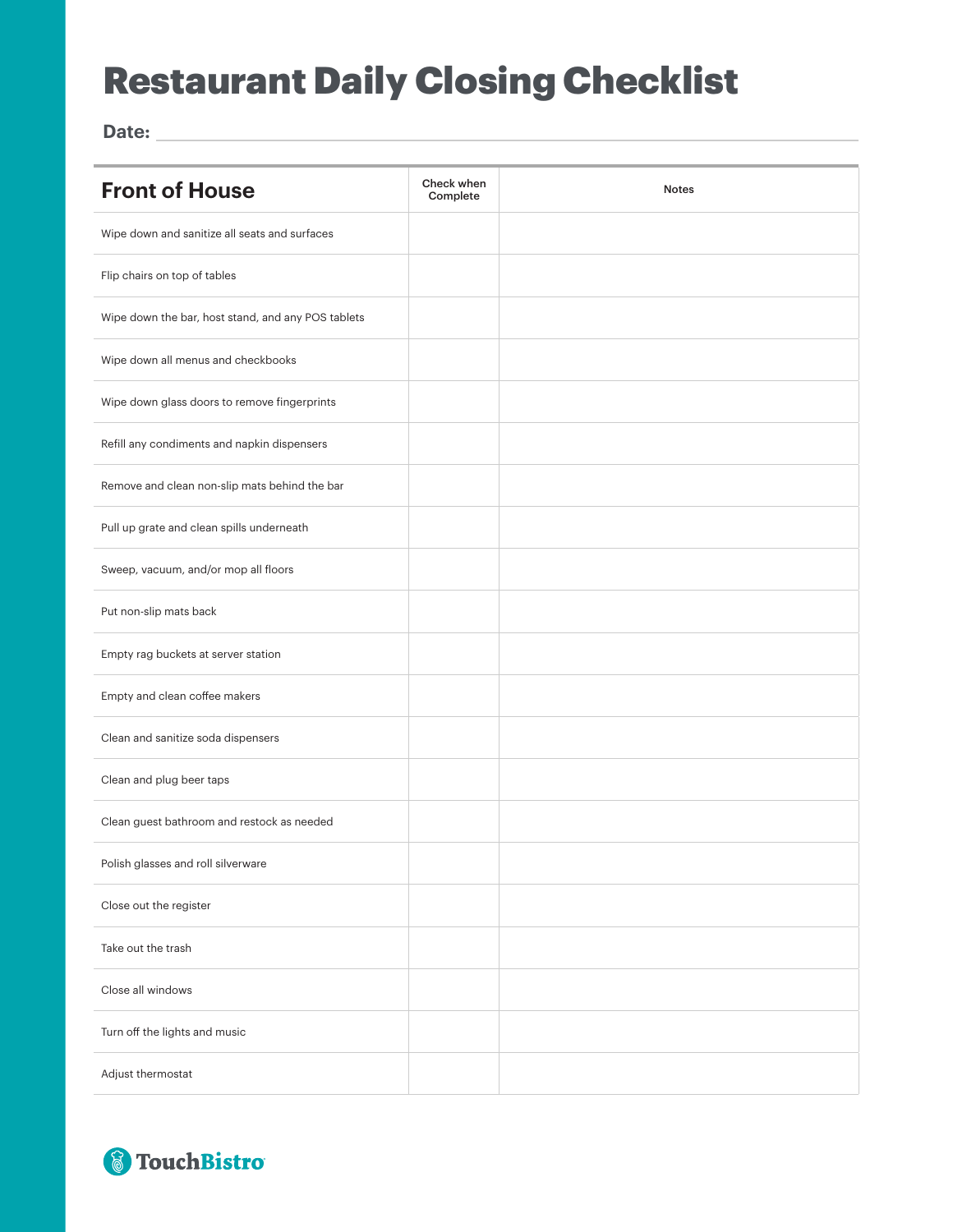# Restaurant Daily Closing Checklist

**Date:** ______________________________

| Front of House | Check when Complete | Notes |
|---|---|---|
| Wipe down and sanitize all seats and surfaces | | |
| Flip chairs on top of tables | | |
| Wipe down the bar, host stand, and any POS tablets | | |
| Wipe down all menus and checkbooks | | |
| Wipe down glass doors to remove fingerprints | | |
| Refill any condiments and napkin dispensers | | |
| Remove and clean non-slip mats behind the bar | | |
| Pull up grate and clean spills underneath | | |
| Sweep, vacuum, and/or mop all floors | | |
| Put non-slip mats back | | |
| Empty rag buckets at server station | | |
| Empty and clean coffee makers | | |
| Clean and sanitize soda dispensers | | |
| Clean and plug beer taps | | |
| Clean guest bathroom and restock as needed | | |
| Polish glasses and roll silverware | | |
| Close out the register | | |
| Take out the trash | | |
| Close all windows | | |
| Turn off the lights and music | | |
| Adjust thermostat | | |

TouchBistro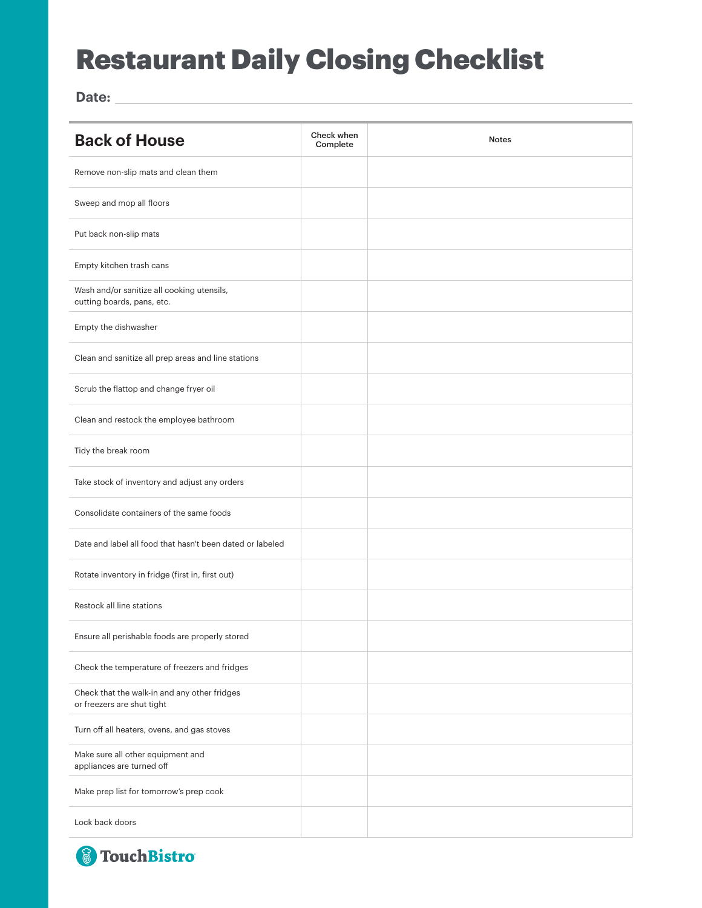# Restaurant Daily Closing Checklist

**Date:** ______________________________

| Back of House | Check when Complete | Notes |
|---|---|---|
| Remove non-slip mats and clean them | | |
| Sweep and mop all floors | | |
| Put back non-slip mats | | |
| Empty kitchen trash cans | | |
| Wash and/or sanitize all cooking utensils, cutting boards, pans, etc. | | |
| Empty the dishwasher | | |
| Clean and sanitize all prep areas and line stations | | |
| Scrub the flattop and change fryer oil | | |
| Clean and restock the employee bathroom | | |
| Tidy the break room | | |
| Take stock of inventory and adjust any orders | | |
| Consolidate containers of the same foods | | |
| Date and label all food that hasn't been dated or labeled | | |
| Rotate inventory in fridge (first in, first out) | | |
| Restock all line stations | | |
| Ensure all perishable foods are properly stored | | |
| Check the temperature of freezers and fridges | | |
| Check that the walk-in and any other fridges or freezers are shut tight | | |
| Turn off all heaters, ovens, and gas stoves | | |
| Make sure all other equipment and appliances are turned off | | |
| Make prep list for tomorrow's prep cook | | |
| Lock back doors | | |

TouchBistro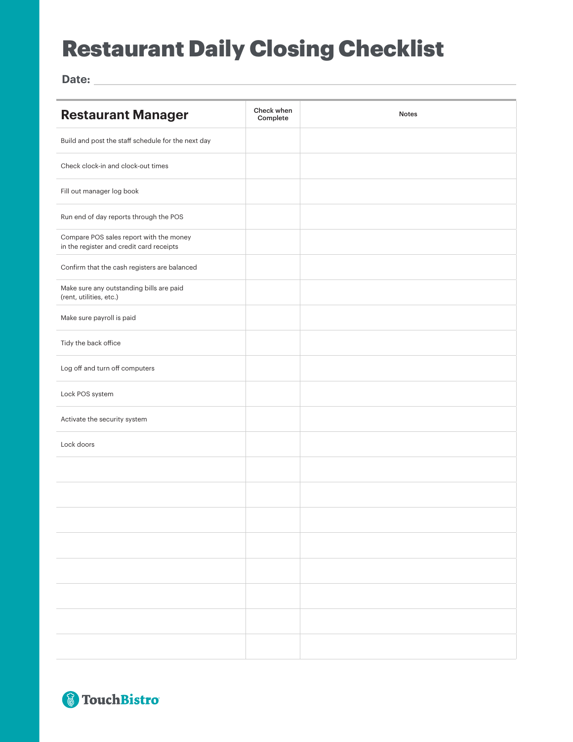# Restaurant Daily Closing Checklist

**Date:** ______________________________

| Restaurant Manager | Check when Complete | Notes |
|---|---|---|
| Build and post the staff schedule for the next day | | |
| Check clock-in and clock-out times | | |
| Fill out manager log book | | |
| Run end of day reports through the POS | | |
| Compare POS sales report with the money in the register and credit card receipts | | |
| Confirm that the cash registers are balanced | | |
| Make sure any outstanding bills are paid (rent, utilities, etc.) | | |
| Make sure payroll is paid | | |
| Tidy the back office | | |
| Log off and turn off computers | | |
| Lock POS system | | |
| Activate the security system | | |
| Lock doors | | |
| | | |
| | | |
| | | |
| | | |
| | | |
| | | |
| | | |
| | | |

TouchBistro